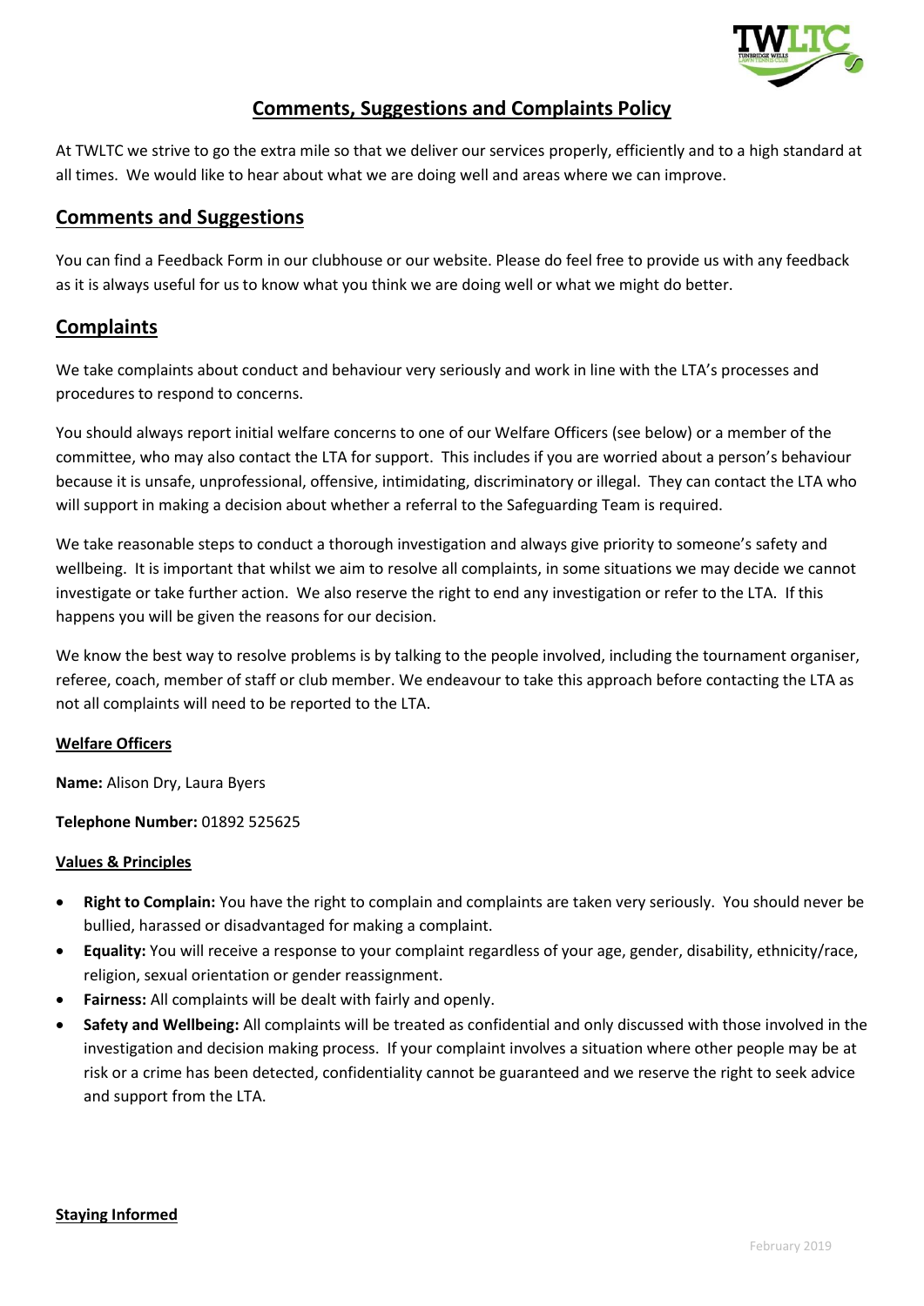# Comments, Suggestions and Complaints Policy

At TWLTC we strive to go the extra mile so that we deliver our services properly, efficiently and to a high standard at all times. We would like to hear about what we are doing well and areas where we can improve.

## Comments and Suggestions

You can find a Feedback Form in our clubhouse or our website. Please do feel free to provide us with any feedback as it is always useful for us to know what you think we are doing well or what we might do better.

## Complaints

We take complaints about conduct and behaviour very seriously and work in line with the LTA's processes and procedures to respond to concerns.

You should always report initial welfare concerns to one of our Welfare Officers (see below) or a member of the committee, who may also contact the LTA for support. This includes if you are worried about a person's behaviour because it is unsafe, unprofessional, offensive, intimidating, discriminatory or illegal. They can contact the LTA who will support in making a decision about whether a referral to the Safeguarding Team is required.

We take reasonable steps to conduct a thorough investigation and always give priority to someone's safety and wellbeing. It is important that whilst we aim to resolve all complaints, in some situations we may decide we cannot investigate or take further action. We also reserve the right to end any investigation or refer to the LTA. If this happens you will be given the reasons for our decision.

We know the best way to resolve problems is by talking to the people involved, including the tournament organiser, referee, coach, member of staff or club member. We endeavour to take this approach before contacting the LTA as not all complaints will need to be reported to the LTA.

### Welfare Officers

**Name:** Alison Dry, Laura Byers

**Telephone Number:** 01892 525625

### Values & Principles

- **Right to Complain:** You have the right to complain and complaints are taken very seriously. You should never be bullied, harassed or disadvantaged for making a complaint.
- **Equality:** You will receive a response to your complaint regardless of your age, gender, disability, ethnicity/race, religion, sexual orientation or gender reassignment.
- **Fairness:** All complaints will be dealt with fairly and openly.
- **Safety and Wellbeing:** All complaints will be treated as confidential and only discussed with those involved in the investigation and decision making process. If your complaint involves a situation where other people may be at risk or a crime has been detected, confidentiality cannot be guaranteed and we reserve the right to seek advice and support from the LTA.

### Staying Informed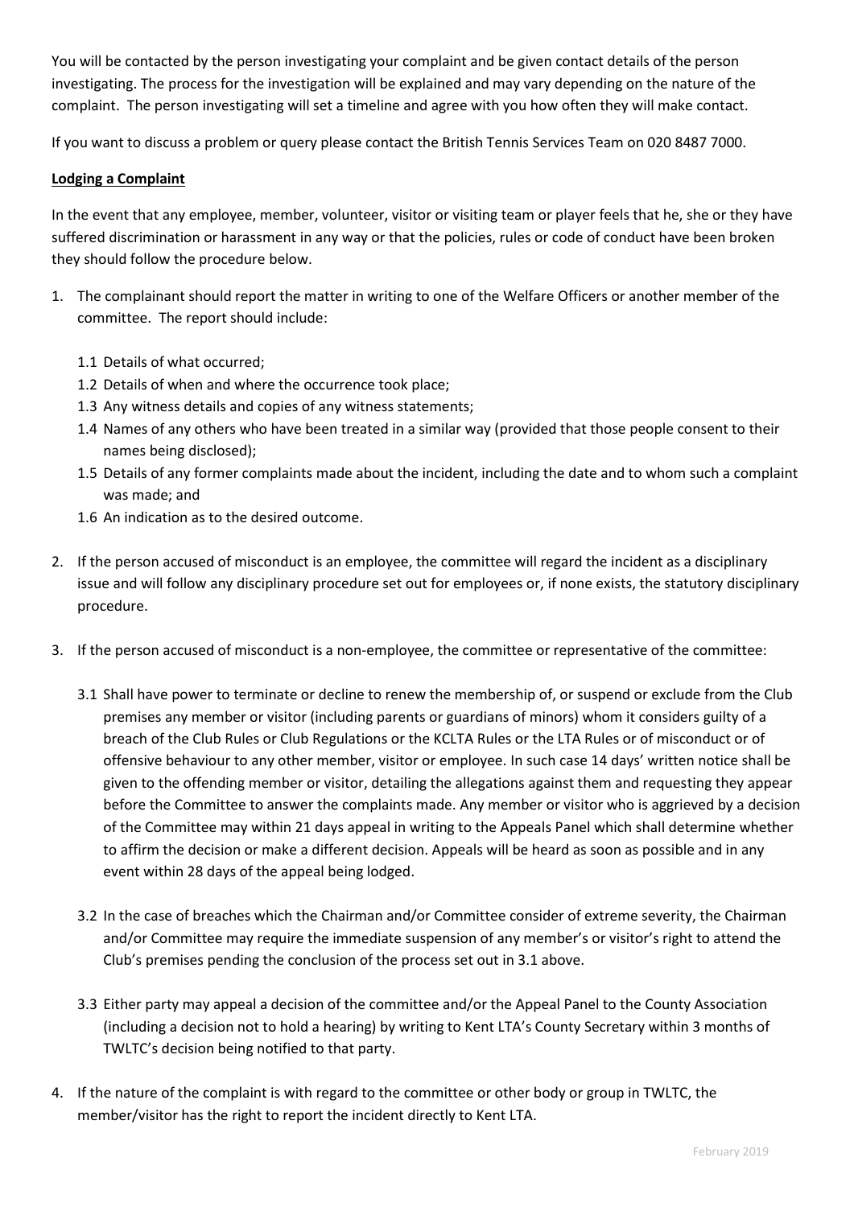You will be contacted by the person investigating your complaint and be given contact details of the person investigating. The process for the investigation will be explained and may vary depending on the nature of the complaint. The person investigating will set a timeline and agree with you how often they will make contact.

If you want to discuss a problem or query please contact the British Tennis Services Team on 020 8487 7000.

**Lodging a Complaint**

In the event that any employee, member, volunteer, visitor or visiting team or player feels that he, she or they have suffered discrimination or harassment in any way or that the policies, rules or code of conduct have been broken they should follow the procedure below.

1. The complainant should report the matter in writing to one of the Welfare Officers or another member of the committee. The report should include:

   1.1 Details of what occurred;
   1.2 Details of when and where the occurrence took place;
   1.3 Any witness details and copies of any witness statements;
   1.4 Names of any others who have been treated in a similar way (provided that those people consent to their names being disclosed);
   1.5 Details of any former complaints made about the incident, including the date and to whom such a complaint was made; and
   1.6 An indication as to the desired outcome.

2. If the person accused of misconduct is an employee, the committee will regard the incident as a disciplinary issue and will follow any disciplinary procedure set out for employees or, if none exists, the statutory disciplinary procedure.

3. If the person accused of misconduct is a non-employee, the committee or representative of the committee:

   3.1 Shall have power to terminate or decline to renew the membership of, or suspend or exclude from the Club premises any member or visitor (including parents or guardians of minors) whom it considers guilty of a breach of the Club Rules or Club Regulations or the KCLTA Rules or the LTA Rules or of misconduct or of offensive behaviour to any other member, visitor or employee. In such case 14 days' written notice shall be given to the offending member or visitor, detailing the allegations against them and requesting they appear before the Committee to answer the complaints made. Any member or visitor who is aggrieved by a decision of the Committee may within 21 days appeal in writing to the Appeals Panel which shall determine whether to affirm the decision or make a different decision. Appeals will be heard as soon as possible and in any event within 28 days of the appeal being lodged.

   3.2 In the case of breaches which the Chairman and/or Committee consider of extreme severity, the Chairman and/or Committee may require the immediate suspension of any member's or visitor's right to attend the Club's premises pending the conclusion of the process set out in 3.1 above.

   3.3 Either party may appeal a decision of the committee and/or the Appeal Panel to the County Association (including a decision not to hold a hearing) by writing to Kent LTA's County Secretary within 3 months of TWLTC's decision being notified to that party.

4. If the nature of the complaint is with regard to the committee or other body or group in TWLTC, the member/visitor has the right to report the incident directly to Kent LTA.